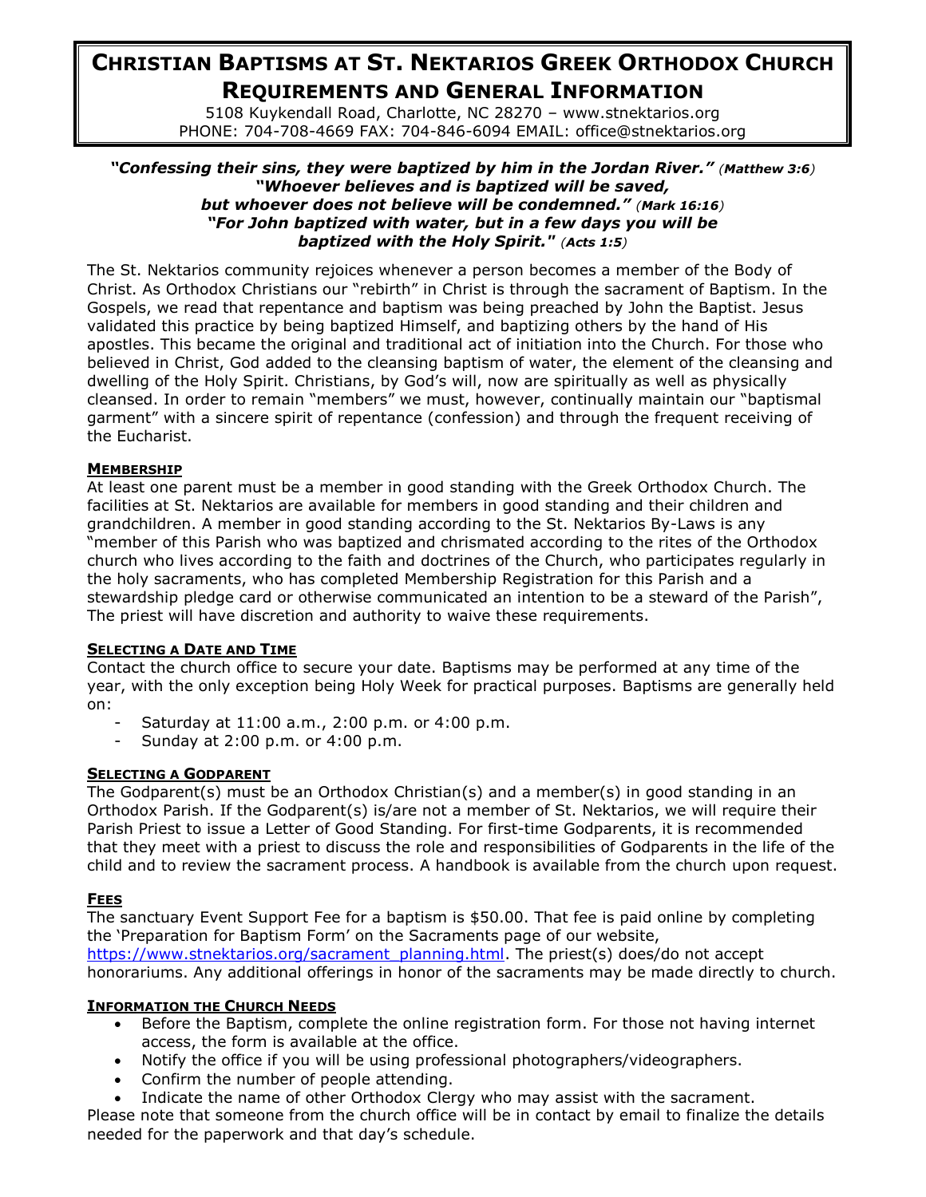# CHRISTIAN BAPTISMS AT ST. NEKTARIOS GREEK ORTHODOX CHURCH REQUIREMENTS AND GENERAL INFORMATION

5108 Kuykendall Road, Charlotte, NC 28270 – www.stnektarios.org
PHONE: 704-708-4669 FAX: 704-846-6094 EMAIL: office@stnektarios.org

***"Confessing their sins, they were baptized by him in the Jordan River." (Matthew 3:6)***
***"Whoever believes and is baptized will be saved,***
***but whoever does not believe will be condemned." (Mark 16:16)***
***"For John baptized with water, but in a few days you will be baptized with the Holy Spirit." (Acts 1:5)***

The St. Nektarios community rejoices whenever a person becomes a member of the Body of Christ. As Orthodox Christians our "rebirth" in Christ is through the sacrament of Baptism. In the Gospels, we read that repentance and baptism was being preached by John the Baptist. Jesus validated this practice by being baptized Himself, and baptizing others by the hand of His apostles. This became the original and traditional act of initiation into the Church. For those who believed in Christ, God added to the cleansing baptism of water, the element of the cleansing and dwelling of the Holy Spirit. Christians, by God's will, now are spiritually as well as physically cleansed. In order to remain "members" we must, however, continually maintain our "baptismal garment" with a sincere spirit of repentance (confession) and through the frequent receiving of the Eucharist.

## MEMBERSHIP

At least one parent must be a member in good standing with the Greek Orthodox Church. The facilities at St. Nektarios are available for members in good standing and their children and grandchildren. A member in good standing according to the St. Nektarios By-Laws is any "member of this Parish who was baptized and chrismated according to the rites of the Orthodox church who lives according to the faith and doctrines of the Church, who participates regularly in the holy sacraments, who has completed Membership Registration for this Parish and a stewardship pledge card or otherwise communicated an intention to be a steward of the Parish", The priest will have discretion and authority to waive these requirements.

## SELECTING A DATE AND TIME

Contact the church office to secure your date. Baptisms may be performed at any time of the year, with the only exception being Holy Week for practical purposes. Baptisms are generally held on:

- Saturday at 11:00 a.m., 2:00 p.m. or 4:00 p.m.
- Sunday at 2:00 p.m. or 4:00 p.m.

## SELECTING A GODPARENT

The Godparent(s) must be an Orthodox Christian(s) and a member(s) in good standing in an Orthodox Parish. If the Godparent(s) is/are not a member of St. Nektarios, we will require their Parish Priest to issue a Letter of Good Standing. For first-time Godparents, it is recommended that they meet with a priest to discuss the role and responsibilities of Godparents in the life of the child and to review the sacrament process. A handbook is available from the church upon request.

## FEES

The sanctuary Event Support Fee for a baptism is $50.00. That fee is paid online by completing the 'Preparation for Baptism Form' on the Sacraments page of our website, https://www.stnektarios.org/sacrament_planning.html. The priest(s) does/do not accept honorariums. Any additional offerings in honor of the sacraments may be made directly to church.

## INFORMATION THE CHURCH NEEDS

- Before the Baptism, complete the online registration form. For those not having internet access, the form is available at the office.
- Notify the office if you will be using professional photographers/videographers.
- Confirm the number of people attending.
- Indicate the name of other Orthodox Clergy who may assist with the sacrament.

Please note that someone from the church office will be in contact by email to finalize the details needed for the paperwork and that day's schedule.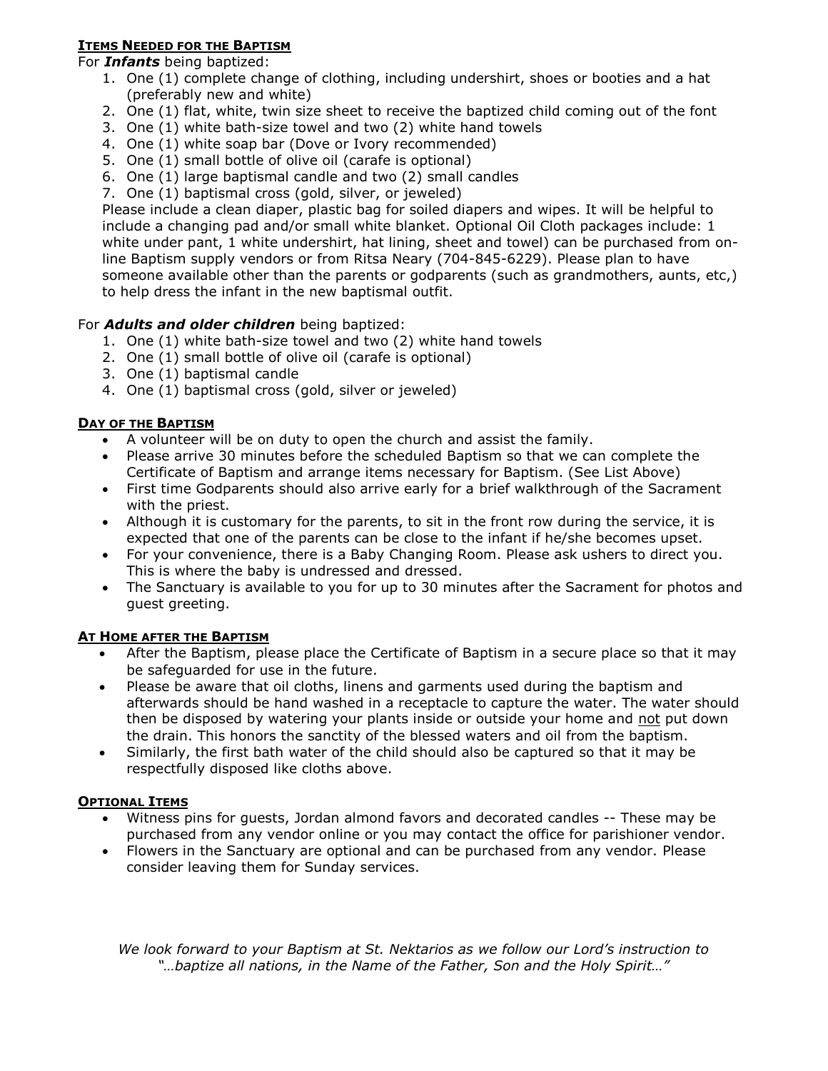## ITEMS NEEDED FOR THE BAPTISM

For ***Infants*** being baptized:

1. One (1) complete change of clothing, including undershirt, shoes or booties and a hat (preferably new and white)
2. One (1) flat, white, twin size sheet to receive the baptized child coming out of the font
3. One (1) white bath-size towel and two (2) white hand towels
4. One (1) white soap bar (Dove or Ivory recommended)
5. One (1) small bottle of olive oil (carafe is optional)
6. One (1) large baptismal candle and two (2) small candles
7. One (1) baptismal cross (gold, silver, or jeweled)

Please include a clean diaper, plastic bag for soiled diapers and wipes. It will be helpful to include a changing pad and/or small white blanket. Optional Oil Cloth packages include: 1 white under pant, 1 white undershirt, hat lining, sheet and towel) can be purchased from on-line Baptism supply vendors or from Ritsa Neary (704-845-6229). Please plan to have someone available other than the parents or godparents (such as grandmothers, aunts, etc,) to help dress the infant in the new baptismal outfit.

For ***Adults and older children*** being baptized:

1. One (1) white bath-size towel and two (2) white hand towels
2. One (1) small bottle of olive oil (carafe is optional)
3. One (1) baptismal candle
4. One (1) baptismal cross (gold, silver or jeweled)

## DAY OF THE BAPTISM

- A volunteer will be on duty to open the church and assist the family.
- Please arrive 30 minutes before the scheduled Baptism so that we can complete the Certificate of Baptism and arrange items necessary for Baptism. (See List Above)
- First time Godparents should also arrive early for a brief walkthrough of the Sacrament with the priest.
- Although it is customary for the parents, to sit in the front row during the service, it is expected that one of the parents can be close to the infant if he/she becomes upset.
- For your convenience, there is a Baby Changing Room. Please ask ushers to direct you. This is where the baby is undressed and dressed.
- The Sanctuary is available to you for up to 30 minutes after the Sacrament for photos and guest greeting.

## AT HOME AFTER THE BAPTISM

- After the Baptism, please place the Certificate of Baptism in a secure place so that it may be safeguarded for use in the future.
- Please be aware that oil cloths, linens and garments used during the baptism and afterwards should be hand washed in a receptacle to capture the water. The water should then be disposed by watering your plants inside or outside your home and not put down the drain. This honors the sanctity of the blessed waters and oil from the baptism.
- Similarly, the first bath water of the child should also be captured so that it may be respectfully disposed like cloths above.

## OPTIONAL ITEMS

- Witness pins for guests, Jordan almond favors and decorated candles -- These may be purchased from any vendor online or you may contact the office for parishioner vendor.
- Flowers in the Sanctuary are optional and can be purchased from any vendor. Please consider leaving them for Sunday services.

*We look forward to your Baptism at St. Nektarios as we follow our Lord's instruction to "…baptize all nations, in the Name of the Father, Son and the Holy Spirit…"*